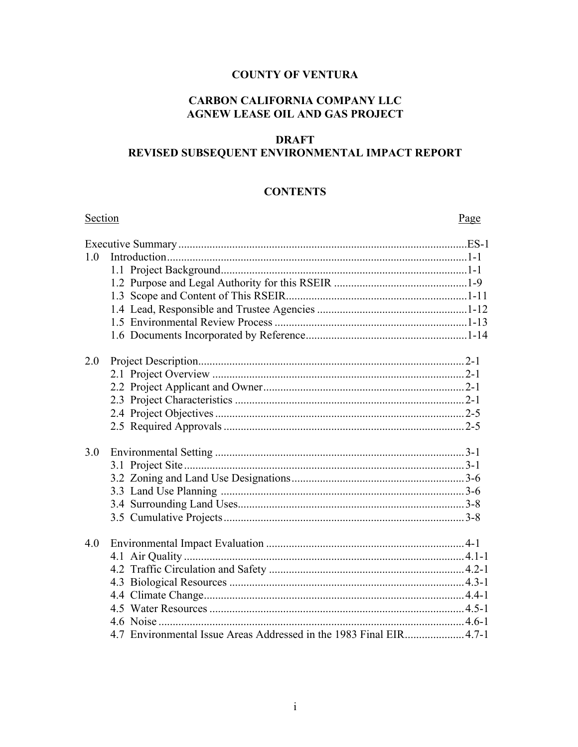# COUNTY OF VENTURA

## CARBON CALIFORNIA COMPANY LLC
## AGNEW LEASE OIL AND GAS PROJECT

## DRAFT
## REVISED SUBSEQUENT ENVIRONMENTAL IMPACT REPORT

## CONTENTS

| Section | | Page |
|---|---|---|
| Executive Summary | | ES-1 |
| 1.0 | Introduction | 1-1 |
| | 1.1 Project Background | 1-1 |
| | 1.2 Purpose and Legal Authority for this RSEIR | 1-9 |
| | 1.3 Scope and Content of This RSEIR | 1-11 |
| | 1.4 Lead, Responsible and Trustee Agencies | 1-12 |
| | 1.5 Environmental Review Process | 1-13 |
| | 1.6 Documents Incorporated by Reference | 1-14 |
| 2.0 | Project Description | 2-1 |
| | 2.1 Project Overview | 2-1 |
| | 2.2 Project Applicant and Owner | 2-1 |
| | 2.3 Project Characteristics | 2-1 |
| | 2.4 Project Objectives | 2-5 |
| | 2.5 Required Approvals | 2-5 |
| 3.0 | Environmental Setting | 3-1 |
| | 3.1 Project Site | 3-1 |
| | 3.2 Zoning and Land Use Designations | 3-6 |
| | 3.3 Land Use Planning | 3-6 |
| | 3.4 Surrounding Land Uses | 3-8 |
| | 3.5 Cumulative Projects | 3-8 |
| 4.0 | Environmental Impact Evaluation | 4-1 |
| | 4.1 Air Quality | 4.1-1 |
| | 4.2 Traffic Circulation and Safety | 4.2-1 |
| | 4.3 Biological Resources | 4.3-1 |
| | 4.4 Climate Change | 4.4-1 |
| | 4.5 Water Resources | 4.5-1 |
| | 4.6 Noise | 4.6-1 |
| | 4.7 Environmental Issue Areas Addressed in the 1983 Final EIR | 4.7-1 |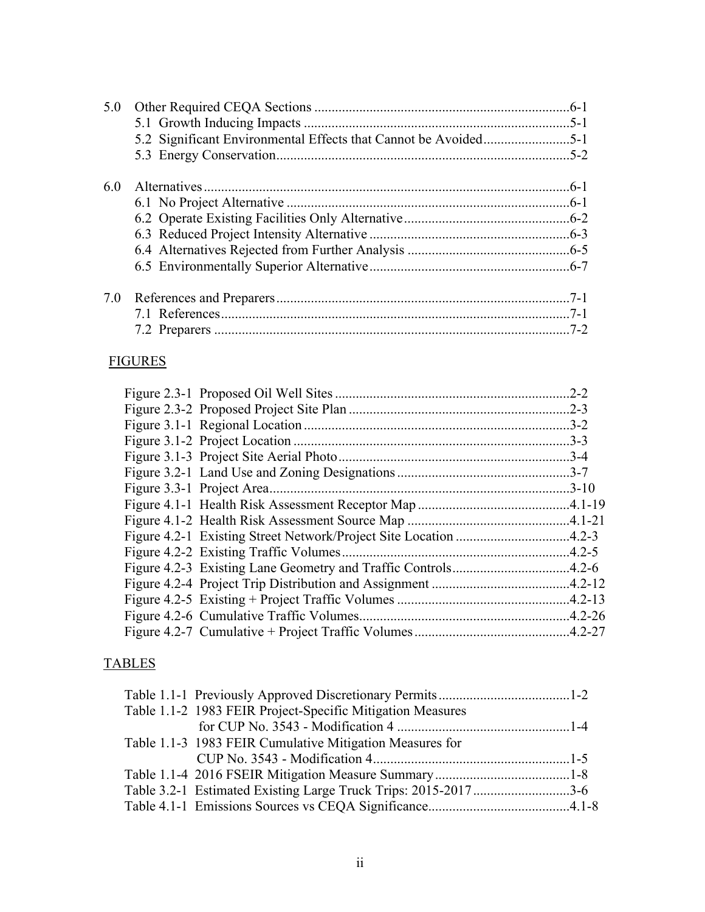5.0 Other Required CEQA Sections ..........................................................................6-1
  5.1 Growth Inducing Impacts .............................................................................5-1
  5.2 Significant Environmental Effects that Cannot be Avoided.........................5-1
  5.3 Energy Conservation.....................................................................................5-2

6.0 Alternatives..........................................................................................................6-1
  6.1 No Project Alternative ..................................................................................6-1
  6.2 Operate Existing Facilities Only Alternative................................................6-2
  6.3 Reduced Project Intensity Alternative ..........................................................6-3
  6.4 Alternatives Rejected from Further Analysis ...............................................6-5
  6.5 Environmentally Superior Alternative..........................................................6-7

7.0 References and Preparers.....................................................................................7-1
  7.1 References.....................................................................................................7-1
  7.2 Preparers .......................................................................................................7-2

FIGURES

Figure 2.3-1 Proposed Oil Well Sites ....................................................................2-2
Figure 2.3-2 Proposed Project Site Plan ................................................................2-3
Figure 3.1-1 Regional Location .............................................................................3-2
Figure 3.1-2 Project Location ................................................................................3-3
Figure 3.1-3 Project Site Aerial Photo...................................................................3-4
Figure 3.2-1 Land Use and Zoning Designations ..................................................3-7
Figure 3.3-1 Project Area.......................................................................................3-10
Figure 4.1-1 Health Risk Assessment Receptor Map ............................................4.1-19
Figure 4.1-2 Health Risk Assessment Source Map ...............................................4.1-21
Figure 4.2-1 Existing Street Network/Project Site Location .................................4.2-3
Figure 4.2-2 Existing Traffic Volumes..................................................................4.2-5
Figure 4.2-3 Existing Lane Geometry and Traffic Controls..................................4.2-6
Figure 4.2-4 Project Trip Distribution and Assignment ........................................4.2-12
Figure 4.2-5 Existing + Project Traffic Volumes ..................................................4.2-13
Figure 4.2-6 Cumulative Traffic Volumes.............................................................4.2-26
Figure 4.2-7 Cumulative + Project Traffic Volumes .............................................4.2-27

TABLES

Table 1.1-1 Previously Approved Discretionary Permits......................................1-2
Table 1.1-2 1983 FEIR Project-Specific Mitigation Measures for CUP No. 3543 - Modification 4 ..................................................1-4
Table 1.1-3 1983 FEIR Cumulative Mitigation Measures for CUP No. 3543 - Modification 4.........................................................1-5
Table 1.1-4 2016 FSEIR Mitigation Measure Summary.......................................1-8
Table 3.2-1 Estimated Existing Large Truck Trips: 2015-2017............................3-6
Table 4.1-1 Emissions Sources vs CEQA Significance.........................................4.1-8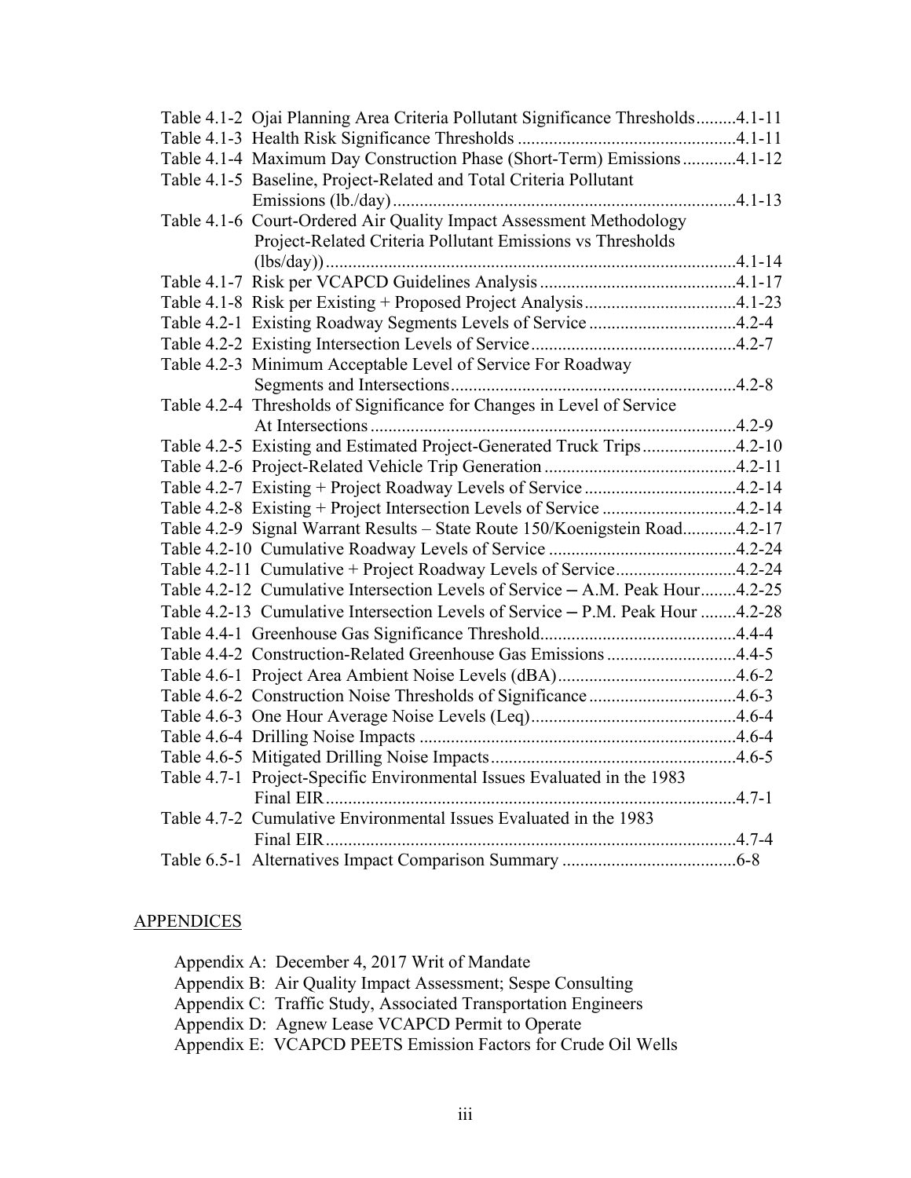Table 4.1-2 Ojai Planning Area Criteria Pollutant Significance Thresholds.........4.1-11
Table 4.1-3 Health Risk Significance Thresholds ................................................4.1-11
Table 4.1-4 Maximum Day Construction Phase (Short-Term) Emissions............4.1-12
Table 4.1-5 Baseline, Project-Related and Total Criteria Pollutant Emissions (lb./day).............................................................................4.1-13
Table 4.1-6 Court-Ordered Air Quality Impact Assessment Methodology Project-Related Criteria Pollutant Emissions vs Thresholds (lbs/day))..........................................................................................4.1-14
Table 4.1-7 Risk per VCAPCD Guidelines Analysis...........................................4.1-17
Table 4.1-8 Risk per Existing + Proposed Project Analysis.................................4.1-23
Table 4.2-1 Existing Roadway Segments Levels of Service ................................4.2-4
Table 4.2-2 Existing Intersection Levels of Service.............................................4.2-7
Table 4.2-3 Minimum Acceptable Level of Service For Roadway Segments and Intersections...............................................................4.2-8
Table 4.2-4 Thresholds of Significance for Changes in Level of Service At Intersections..................................................................................4.2-9
Table 4.2-5 Existing and Estimated Project-Generated Truck Trips.....................4.2-10
Table 4.2-6 Project-Related Vehicle Trip Generation..........................................4.2-11
Table 4.2-7 Existing + Project Roadway Levels of Service .................................4.2-14
Table 4.2-8 Existing + Project Intersection Levels of Service .............................4.2-14
Table 4.2-9 Signal Warrant Results – State Route 150/Koenigstein Road............4.2-17
Table 4.2-10 Cumulative Roadway Levels of Service ..........................................4.2-24
Table 4.2-11 Cumulative + Project Roadway Levels of Service..........................4.2-24
Table 4.2-12 Cumulative Intersection Levels of Service – A.M. Peak Hour........4.2-25
Table 4.2-13 Cumulative Intersection Levels of Service – P.M. Peak Hour ........4.2-28
Table 4.4-1 Greenhouse Gas Significance Threshold...........................................4.4-4
Table 4.4-2 Construction-Related Greenhouse Gas Emissions ............................4.4-5
Table 4.6-1 Project Area Ambient Noise Levels (dBA)........................................4.6-2
Table 4.6-2 Construction Noise Thresholds of Significance ................................4.6-3
Table 4.6-3 One Hour Average Noise Levels (Leq).............................................4.6-4
Table 4.6-4 Drilling Noise Impacts ......................................................................4.6-4
Table 4.6-5 Mitigated Drilling Noise Impacts.......................................................4.6-5
Table 4.7-1 Project-Specific Environmental Issues Evaluated in the 1983 Final EIR............................................................................................4.7-1
Table 4.7-2 Cumulative Environmental Issues Evaluated in the 1983 Final EIR............................................................................................4.7-4
Table 6.5-1 Alternatives Impact Comparison Summary .......................................6-8

## APPENDICES

Appendix A: December 4, 2017 Writ of Mandate
Appendix B: Air Quality Impact Assessment; Sespe Consulting
Appendix C: Traffic Study, Associated Transportation Engineers
Appendix D: Agnew Lease VCAPCD Permit to Operate
Appendix E: VCAPCD PEETS Emission Factors for Crude Oil Wells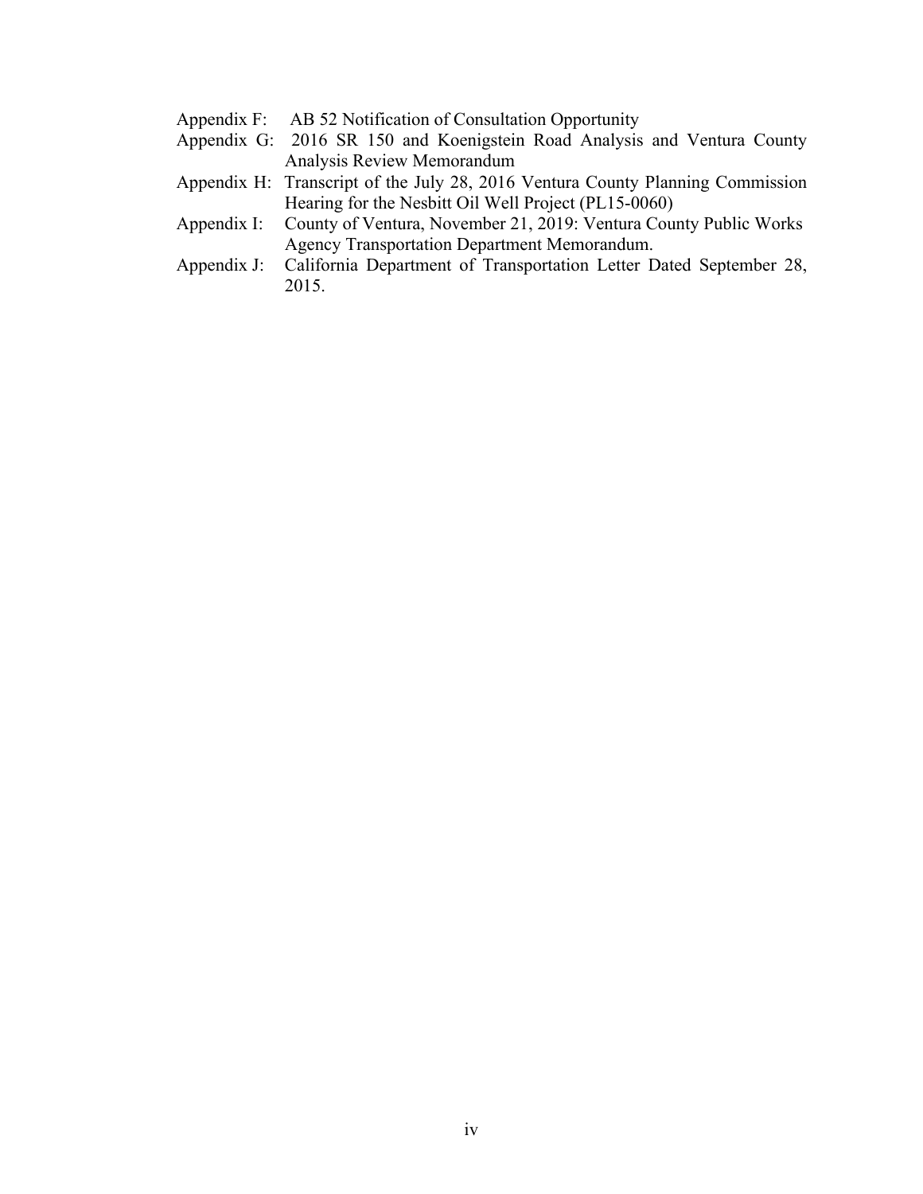Appendix F: AB 52 Notification of Consultation Opportunity

Appendix G: 2016 SR 150 and Koenigstein Road Analysis and Ventura County Analysis Review Memorandum

Appendix H: Transcript of the July 28, 2016 Ventura County Planning Commission Hearing for the Nesbitt Oil Well Project (PL15-0060)

Appendix I: County of Ventura, November 21, 2019: Ventura County Public Works Agency Transportation Department Memorandum.

Appendix J: California Department of Transportation Letter Dated September 28, 2015.